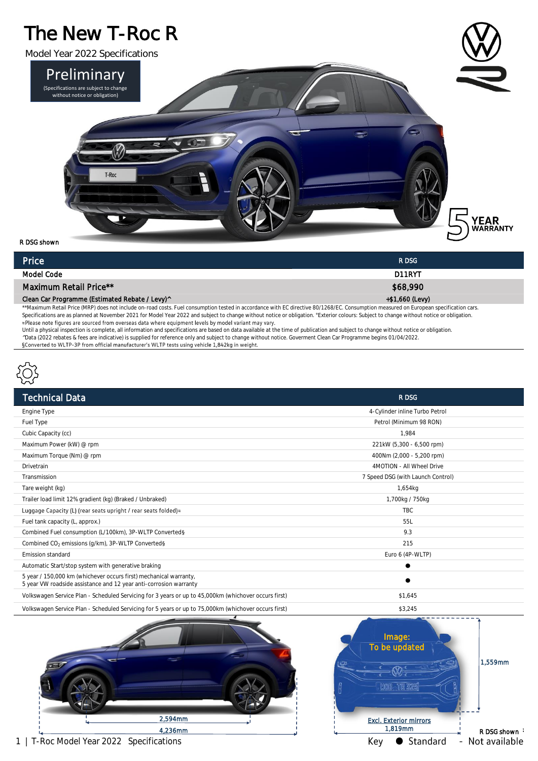# The New T-Roc R

Model Year 2022 Specifications

**Preliminary**
(Specifications are subject to change without notice or obligation)

5 YEAR WARRANTY

R DSG shown

| Price | R DSG |
|---|---|
| Model Code | D11RYT |
| Maximum Retail Price** | $68,990 |
| Clean Car Programme (Estimated Rebate / Levy)^ | +$1,660 (Levy) |

**Maximum Retail Price (MRP) does not include on-road costs. Fuel consumption tested in accordance with EC directive 80/1268/EC. Consumption measured on European specification cars.
Specifications are as planned at November 2021 for Model Year 2022 and subject to change without notice or obligation. °Exterior colours: Subject to change without notice or obligation.
≈Please note figures are sourced from overseas data where equipment levels by model variant may vary.
Until a physical inspection is complete, all information and specifications are based on data available at the time of publication and subject to change without notice or obligation.
^Data (2022 rebates & fees are indicative) is supplied for reference only and subject to change without notice. Goverment Clean Car Programme begins 01/04/2022.
§Converted to WLTP-3P from official manufacturer's WLTP tests using vehicle 1,842kg in weight.

| Technical Data | R DSG |
|---|---|
| Engine Type | 4-Cylinder inline Turbo Petrol |
| Fuel Type | Petrol (Minimum 98 RON) |
| Cubic Capacity (cc) | 1,984 |
| Maximum Power (kW) @ rpm | 221kW (5,300 - 6,500 rpm) |
| Maximum Torque (Nm) @ rpm | 400Nm (2,000 - 5,200 rpm) |
| Drivetrain | 4MOTION - All Wheel Drive |
| Transmission | 7 Speed DSG (with Launch Control) |
| Tare weight (kg) | 1,654kg |
| Trailer load limit 12% gradient (kg) (Braked / Unbraked) | 1,700kg / 750kg |
| Luggage Capacity (L) (rear seats upright / rear seats folded)≈ | TBC |
| Fuel tank capacity (L, approx.) | 55L |
| Combined Fuel consumption (L/100km), 3P-WLTP Converted§ | 9.3 |
| Combined $CO_2$ emissions (g/km), 3P-WLTP Converted§ | 215 |
| Emission standard | Euro 6 (4P-WLTP) |
| Automatic Start/stop system with generative braking | ● |
| 5 year / 150,000 km (whichever occurs first) mechanical warranty, 5 year VW roadside assistance and 12 year anti-corrosion warranty | ● |
| Volkswagen Service Plan - Scheduled Servicing for 3 years or up to 45,000km (whichever occurs first) | $1,645 |
| Volkswagen Service Plan - Scheduled Servicing for 5 years or up to 75,000km (whichever occurs first) | $3,245 |

2,594mm
4,236mm

Image: To be updated

1,559mm
Excl. Exterior mirrors
1,819mm

R DSG shown

Key ● Standard - Not available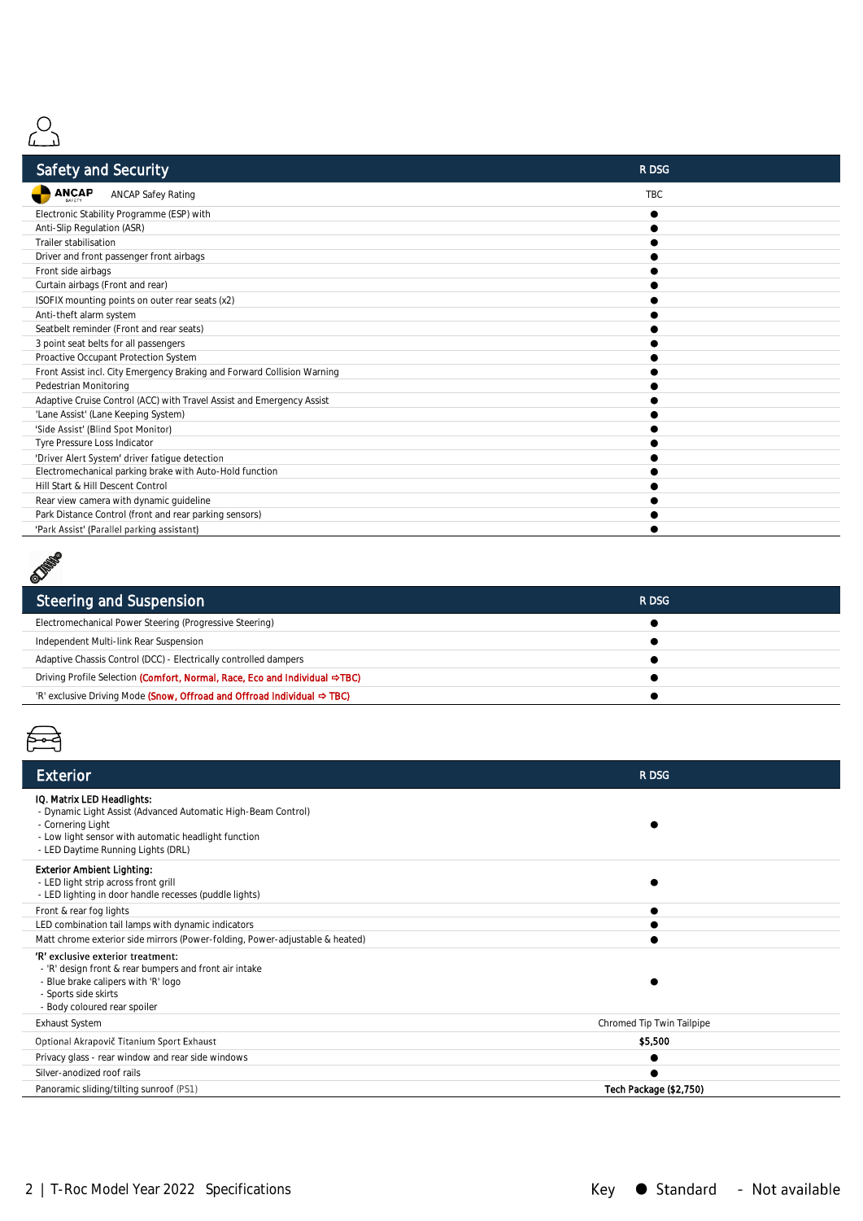## Safety and Security

| Safety and Security | R DSG |
|---|---|
| ANCAP Safey Rating | TBC |
| Electronic Stability Programme (ESP) with | ● |
| Anti-Slip Regulation (ASR) | ● |
| Trailer stabilisation | ● |
| Driver and front passenger front airbags | ● |
| Front side airbags | ● |
| Curtain airbags (Front and rear) | ● |
| ISOFIX mounting points on outer rear seats (x2) | ● |
| Anti-theft alarm system | ● |
| Seatbelt reminder (Front and rear seats) | ● |
| 3 point seat belts for all passengers | ● |
| Proactive Occupant Protection System | ● |
| Front Assist incl. City Emergency Braking and Forward Collision Warning | ● |
| Pedestrian Monitoring | ● |
| Adaptive Cruise Control (ACC) with Travel Assist and Emergency Assist | ● |
| 'Lane Assist' (Lane Keeping System) | ● |
| 'Side Assist' (Blind Spot Monitor) | ● |
| Tyre Pressure Loss Indicator | ● |
| 'Driver Alert System' driver fatigue detection | ● |
| Electromechanical parking brake with Auto-Hold function | ● |
| Hill Start & Hill Descent Control | ● |
| Rear view camera with dynamic guideline | ● |
| Park Distance Control (front and rear parking sensors) | ● |
| 'Park Assist' (Parallel parking assistant) | ● |

## Steering and Suspension

| Steering and Suspension | R DSG |
|---|---|
| Electromechanical Power Steering (Progressive Steering) | ● |
| Independent Multi-link Rear Suspension | ● |
| Adaptive Chassis Control (DCC) - Electrically controlled dampers | ● |
| Driving Profile Selection (Comfort, Normal, Race, Eco and Individual ⇨TBC) | ● |
| 'R' exclusive Driving Mode (Snow, Offroad and Offroad Individual ⇨ TBC) | ● |

## Exterior

| Exterior | R DSG |
|---|---|
| **IQ. Matrix LED Headlights:**<br>- Dynamic Light Assist (Advanced Automatic High-Beam Control)<br>- Cornering Light<br>- Low light sensor with automatic headlight function<br>- LED Daytime Running Lights (DRL) | ● |
| **Exterior Ambient Lighting:**<br>- LED light strip across front grill<br>- LED lighting in door handle recesses (puddle lights) | ● |
| Front & rear fog lights | ● |
| LED combination tail lamps with dynamic indicators | ● |
| Matt chrome exterior side mirrors (Power-folding, Power-adjustable & heated) | ● |
| **'R' exclusive exterior treatment:**<br>- 'R' design front & rear bumpers and front air intake<br>- Blue brake calipers with 'R' logo<br>- Sports side skirts<br>- Body coloured rear spoiler | ● |
| Exhaust System | Chromed Tip Twin Tailpipe |
| Optional Akrapovič Titanium Sport Exhaust | **$5,500** |
| Privacy glass - rear window and rear side windows | ● |
| Silver-anodized roof rails | ● |
| Panoramic sliding/tilting sunroof (PS1) | **Tech Package ($2,750)** |

Key ● Standard - Not available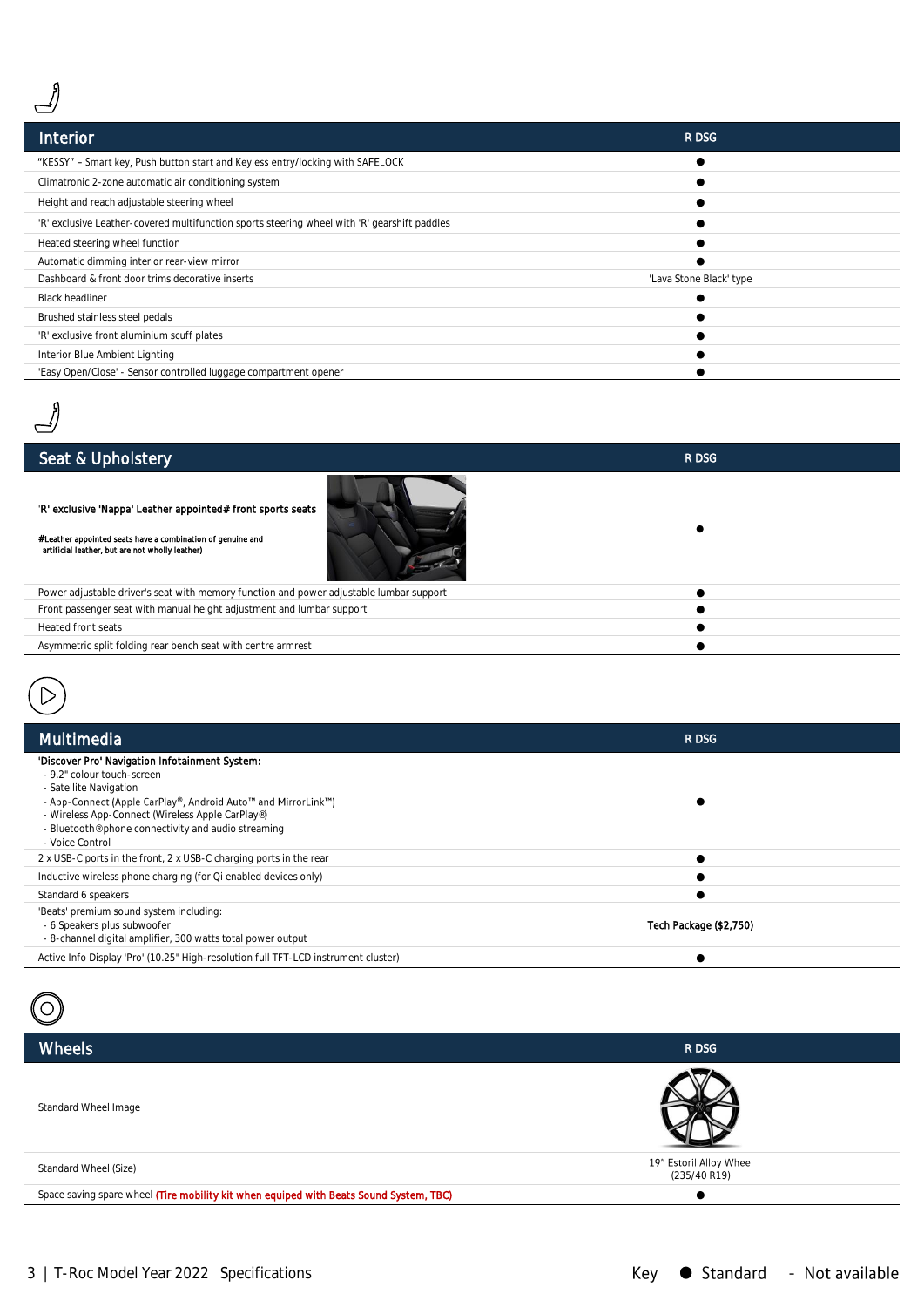## Interior

| Interior | R DSG |
| --- | --- |
| "KESSY" – Smart key, Push button start and Keyless entry/locking with SAFELOCK | ● |
| Climatronic 2-zone automatic air conditioning system | ● |
| Height and reach adjustable steering wheel | ● |
| 'R' exclusive Leather-covered multifunction sports steering wheel with 'R' gearshift paddles | ● |
| Heated steering wheel function | ● |
| Automatic dimming interior rear-view mirror | ● |
| Dashboard & front door trims decorative inserts | 'Lava Stone Black' type |
| Black headliner | ● |
| Brushed stainless steel pedals | ● |
| 'R' exclusive front aluminium scuff plates | ● |
| Interior Blue Ambient Lighting | ● |
| 'Easy Open/Close' - Sensor controlled luggage compartment opener | ● |

## Seat & Upholstery

| Seat & Upholstery | R DSG |
| --- | --- |
| 'R' exclusive 'Nappa' Leather appointed# front sports seats<br>#Leather appointed seats have a combination of genuine and artificial leather, but are not wholly leather) | ● |
| Power adjustable driver's seat with memory function and power adjustable lumbar support | ● |
| Front passenger seat with manual height adjustment and lumbar support | ● |
| Heated front seats | ● |
| Asymmetric split folding rear bench seat with centre armrest | ● |

## Multimedia

| Multimedia | R DSG |
| --- | --- |
| 'Discover Pro' Navigation Infotainment System:<br>- 9.2" colour touch-screen<br>- Satellite Navigation<br>- App-Connect (Apple CarPlay®, Android Auto™ and MirrorLink™)<br>- Wireless App-Connect (Wireless Apple CarPlay®)<br>- Bluetooth® phone connectivity and audio streaming<br>- Voice Control | ● |
| 2 x USB-C ports in the front, 2 x USB-C charging ports in the rear | ● |
| Inductive wireless phone charging (for Qi enabled devices only) | ● |
| Standard 6 speakers | ● |
| 'Beats' premium sound system including:<br>- 6 Speakers plus subwoofer<br>- 8-channel digital amplifier, 300 watts total power output | Tech Package ($2,750) |
| Active Info Display 'Pro' (10.25" High-resolution full TFT-LCD instrument cluster) | ● |

## Wheels

| Wheels | R DSG |
| --- | --- |
| Standard Wheel Image | |
| Standard Wheel (Size) | 19" Estoril Alloy Wheel (235/40 R19) |
| Space saving spare wheel (Tire mobility kit when equiped with Beats Sound System, TBC) | ● |

Key ● Standard - Not available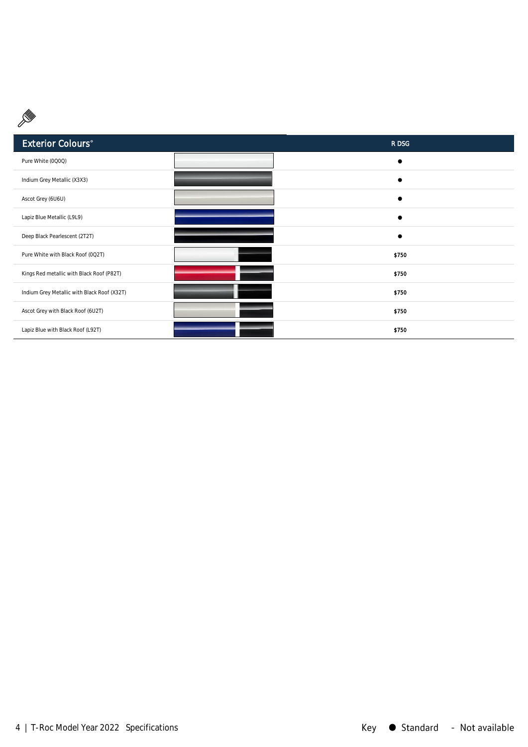| Exterior Colours° | | R DSG |
| --- | --- | --- |
| Pure White (0Q0Q) | | ● |
| Indium Grey Metallic (X3X3) | | ● |
| Ascot Grey (6U6U) | | ● |
| Lapiz Blue Metallic (L9L9) | | ● |
| Deep Black Pearlescent (2T2T) | | ● |
| Pure White with Black Roof (0Q2T) | | $750 |
| Kings Red metallic with Black Roof (P82T) | | $750 |
| Indium Grey Metallic with Black Roof (X32T) | | $750 |
| Ascot Grey with Black Roof (6U2T) | | $750 |
| Lapiz Blue with Black Roof (L92T) | | $750 |

Key ● Standard - Not available